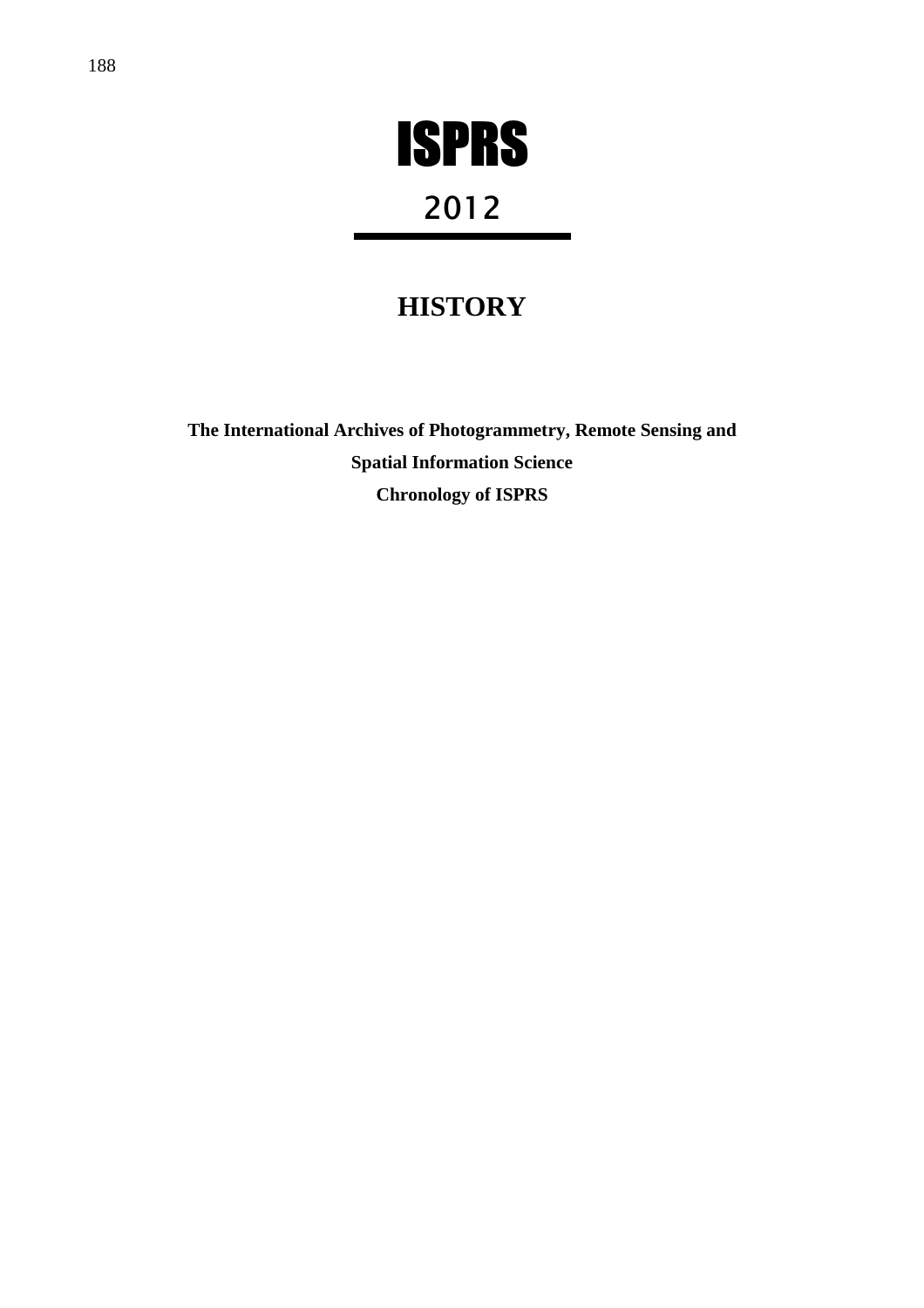# ISPRS

## 2012

---

## HISTORY

**The International Archives of Photogrammetry, Remote Sensing and Spatial Information Science**

**Chronology of ISPRS**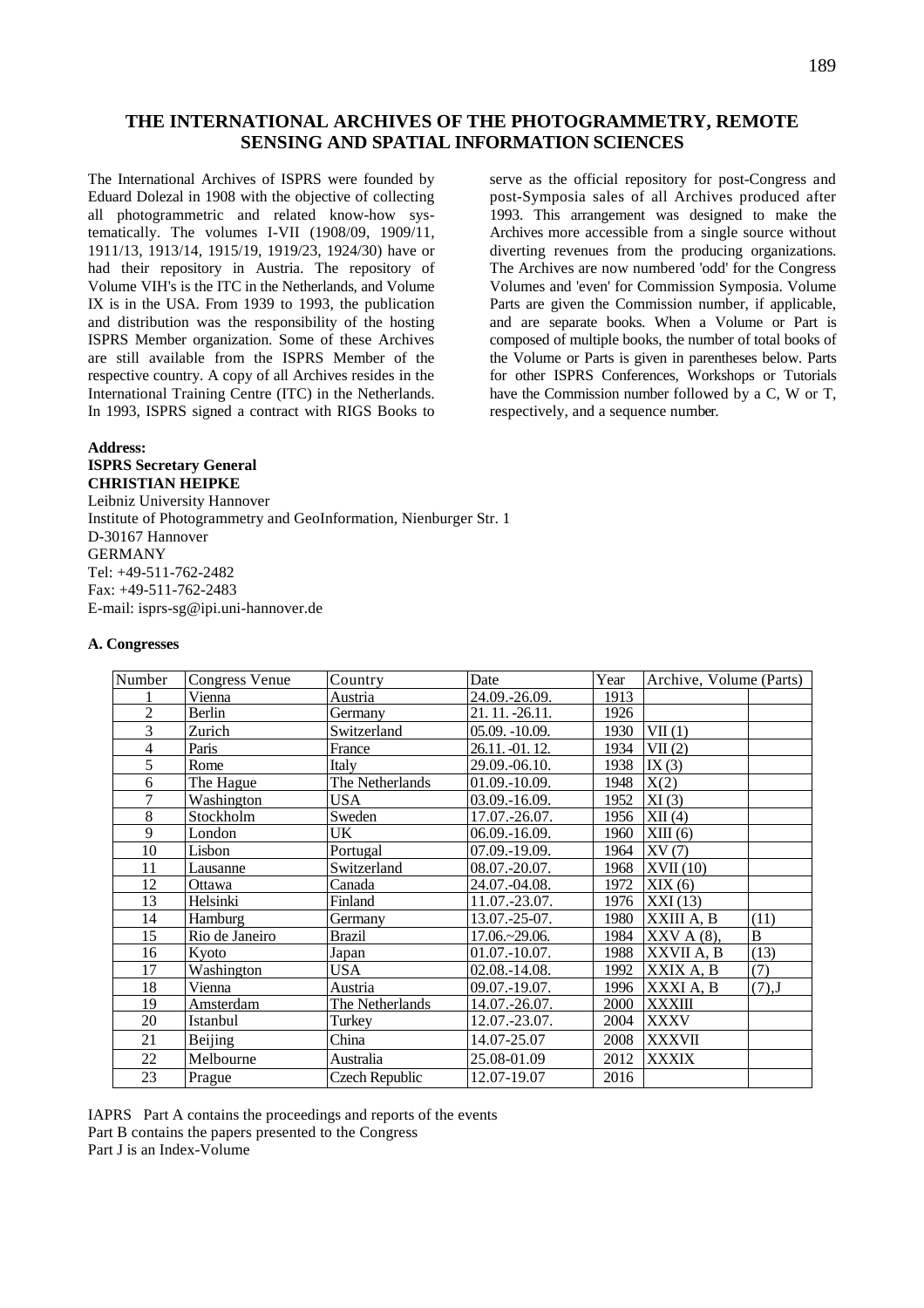# THE INTERNATIONAL ARCHIVES OF THE PHOTOGRAMMETRY, REMOTE SENSING AND SPATIAL INFORMATION SCIENCES

The International Archives of ISPRS were founded by Eduard Dolezal in 1908 with the objective of collecting all photogrammetric and related know-how systematically. The volumes I-VII (1908/09, 1909/11, 1911/13, 1913/14, 1915/19, 1919/23, 1924/30) have or had their repository in Austria. The repository of Volume VIH's is the ITC in the Netherlands, and Volume IX is in the USA. From 1939 to 1993, the publication and distribution was the responsibility of the hosting ISPRS Member organization. Some of these Archives are still available from the ISPRS Member of the respective country. A copy of all Archives resides in the International Training Centre (ITC) in the Netherlands. In 1993, ISPRS signed a contract with RIGS Books to serve as the official repository for post-Congress and post-Symposia sales of all Archives produced after 1993. This arrangement was designed to make the Archives more accessible from a single source without diverting revenues from the producing organizations. The Archives are now numbered 'odd' for the Congress Volumes and 'even' for Commission Symposia. Volume Parts are given the Commission number, if applicable, and are separate books. When a Volume or Part is composed of multiple books, the number of total books of the Volume or Parts is given in parentheses below. Parts for other ISPRS Conferences, Workshops or Tutorials have the Commission number followed by a C, W or T, respectively, and a sequence number.

**Address:**
**ISPRS Secretary General**
**CHRISTIAN HEIPKE**
Leibniz University Hannover
Institute of Photogrammetry and GeoInformation, Nienburger Str. 1
D-30167 Hannover
GERMANY
Tel: +49-511-762-2482
Fax: +49-511-762-2483
E-mail: isprs-sg@ipi.uni-hannover.de

### A. Congresses

| Number | Congress Venue | Country | Date | Year | Archive, Volume (Parts) | |
|---|---|---|---|---|---|---|
| 1 | Vienna | Austria | 24.09.-26.09. | 1913 | | |
| 2 | Berlin | Germany | 21. 11. -26.11. | 1926 | | |
| 3 | Zurich | Switzerland | 05.09. -10.09. | 1930 | VII (1) | |
| 4 | Paris | France | 26.11. -01. 12. | 1934 | VII (2) | |
| 5 | Rome | Italy | 29.09.-06.10. | 1938 | IX (3) | |
| 6 | The Hague | The Netherlands | 01.09.-10.09. | 1948 | X(2) | |
| 7 | Washington | USA | 03.09.-16.09. | 1952 | XI (3) | |
| 8 | Stockholm | Sweden | 17.07.-26.07. | 1956 | XII (4) | |
| 9 | London | UK | 06.09.-16.09. | 1960 | XIII (6) | |
| 10 | Lisbon | Portugal | 07.09.-19.09. | 1964 | XV (7) | |
| 11 | Lausanne | Switzerland | 08.07.-20.07. | 1968 | XVII (10) | |
| 12 | Ottawa | Canada | 24.07.-04.08. | 1972 | XIX (6) | |
| 13 | Helsinki | Finland | 11.07.-23.07. | 1976 | XXI (13) | |
| 14 | Hamburg | Germany | 13.07.-25-07. | 1980 | XXIII A, B | (11) |
| 15 | Rio de Janeiro | Brazil | 17.06.~29.06. | 1984 | XXV A (8), | B |
| 16 | Kyoto | Japan | 01.07.-10.07. | 1988 | XXVII A, B | (13) |
| 17 | Washington | USA | 02.08.-14.08. | 1992 | XXIX A, B | (7) |
| 18 | Vienna | Austria | 09.07.-19.07. | 1996 | XXXI A, B | (7),J |
| 19 | Amsterdam | The Netherlands | 14.07.-26.07. | 2000 | XXXIII | |
| 20 | Istanbul | Turkey | 12.07.-23.07. | 2004 | XXXV | |
| 21 | Beijing | China | 14.07-25.07 | 2008 | XXXVII | |
| 22 | Melbourne | Australia | 25.08-01.09 | 2012 | XXXIX | |
| 23 | Prague | Czech Republic | 12.07-19.07 | 2016 | | |

IAPRS Part A contains the proceedings and reports of the events
Part B contains the papers presented to the Congress
Part J is an Index-Volume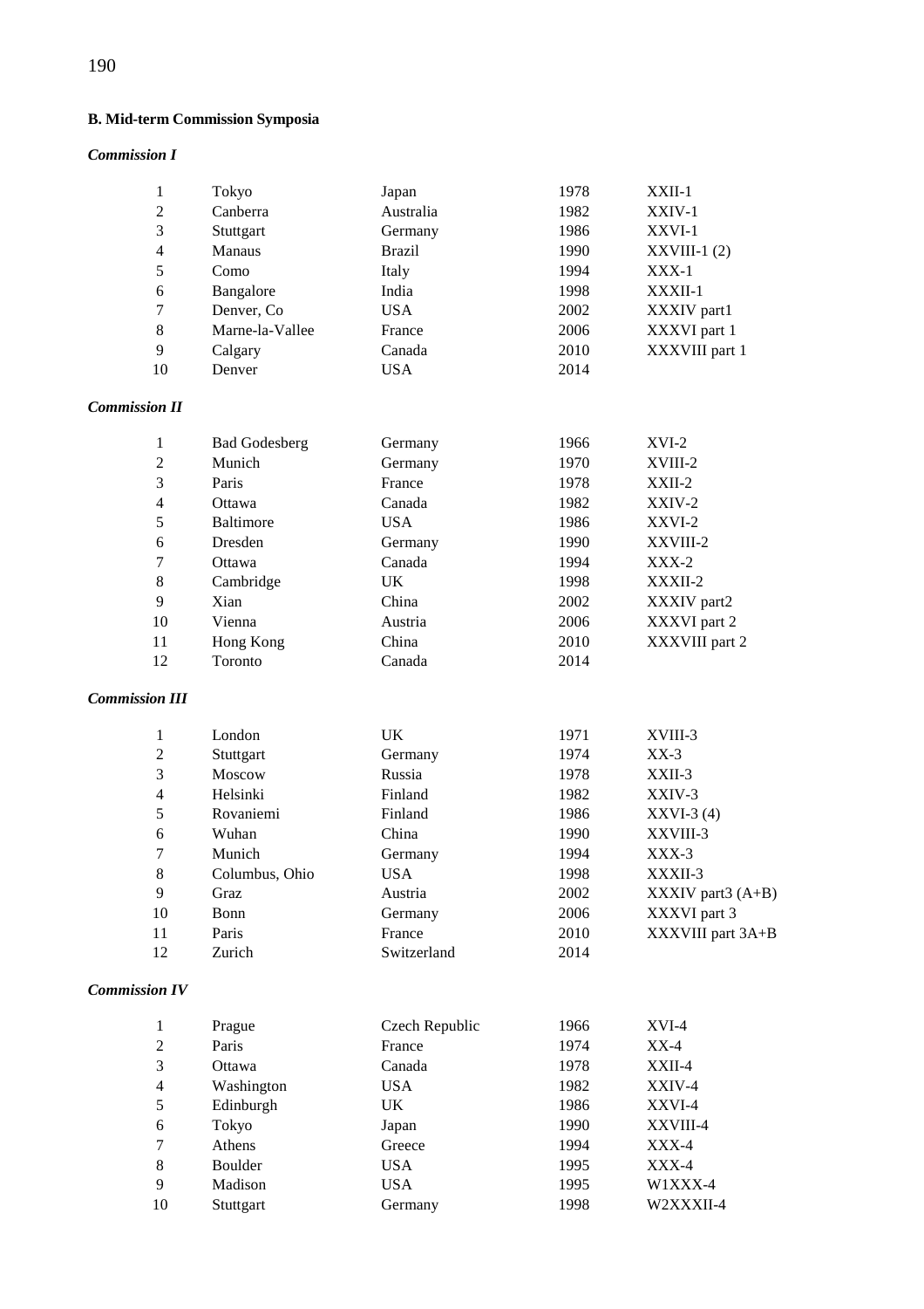## B. Mid-term Commission Symposia

### *Commission I*

| | | | | |
|---|---|---|---|---|
| 1 | Tokyo | Japan | 1978 | XXII-1 |
| 2 | Canberra | Australia | 1982 | XXIV-1 |
| 3 | Stuttgart | Germany | 1986 | XXVI-1 |
| 4 | Manaus | Brazil | 1990 | XXVIII-1 (2) |
| 5 | Como | Italy | 1994 | XXX-1 |
| 6 | Bangalore | India | 1998 | XXXII-1 |
| 7 | Denver, Co | USA | 2002 | XXXIV part1 |
| 8 | Marne-la-Vallee | France | 2006 | XXXVI part 1 |
| 9 | Calgary | Canada | 2010 | XXXVIII part 1 |
| 10 | Denver | USA | 2014 | |

### *Commission II*

| | | | | |
|---|---|---|---|---|
| 1 | Bad Godesberg | Germany | 1966 | XVI-2 |
| 2 | Munich | Germany | 1970 | XVIII-2 |
| 3 | Paris | France | 1978 | XXII-2 |
| 4 | Ottawa | Canada | 1982 | XXIV-2 |
| 5 | Baltimore | USA | 1986 | XXVI-2 |
| 6 | Dresden | Germany | 1990 | XXVIII-2 |
| 7 | Ottawa | Canada | 1994 | XXX-2 |
| 8 | Cambridge | UK | 1998 | XXXII-2 |
| 9 | Xian | China | 2002 | XXXIV part2 |
| 10 | Vienna | Austria | 2006 | XXXVI part 2 |
| 11 | Hong Kong | China | 2010 | XXXVIII part 2 |
| 12 | Toronto | Canada | 2014 | |

### *Commission III*

| | | | | |
|---|---|---|---|---|
| 1 | London | UK | 1971 | XVIII-3 |
| 2 | Stuttgart | Germany | 1974 | XX-3 |
| 3 | Moscow | Russia | 1978 | XXII-3 |
| 4 | Helsinki | Finland | 1982 | XXIV-3 |
| 5 | Rovaniemi | Finland | 1986 | XXVI-3 (4) |
| 6 | Wuhan | China | 1990 | XXVIII-3 |
| 7 | Munich | Germany | 1994 | XXX-3 |
| 8 | Columbus, Ohio | USA | 1998 | XXXII-3 |
| 9 | Graz | Austria | 2002 | XXXIV part3 (A+B) |
| 10 | Bonn | Germany | 2006 | XXXVI part 3 |
| 11 | Paris | France | 2010 | XXXVIII part 3A+B |
| 12 | Zurich | Switzerland | 2014 | |

### *Commission IV*

| | | | | |
|---|---|---|---|---|
| 1 | Prague | Czech Republic | 1966 | XVI-4 |
| 2 | Paris | France | 1974 | XX-4 |
| 3 | Ottawa | Canada | 1978 | XXII-4 |
| 4 | Washington | USA | 1982 | XXIV-4 |
| 5 | Edinburgh | UK | 1986 | XXVI-4 |
| 6 | Tokyo | Japan | 1990 | XXVIII-4 |
| 7 | Athens | Greece | 1994 | XXX-4 |
| 8 | Boulder | USA | 1995 | XXX-4 |
| 9 | Madison | USA | 1995 | W1XXX-4 |
| 10 | Stuttgart | Germany | 1998 | W2XXXII-4 |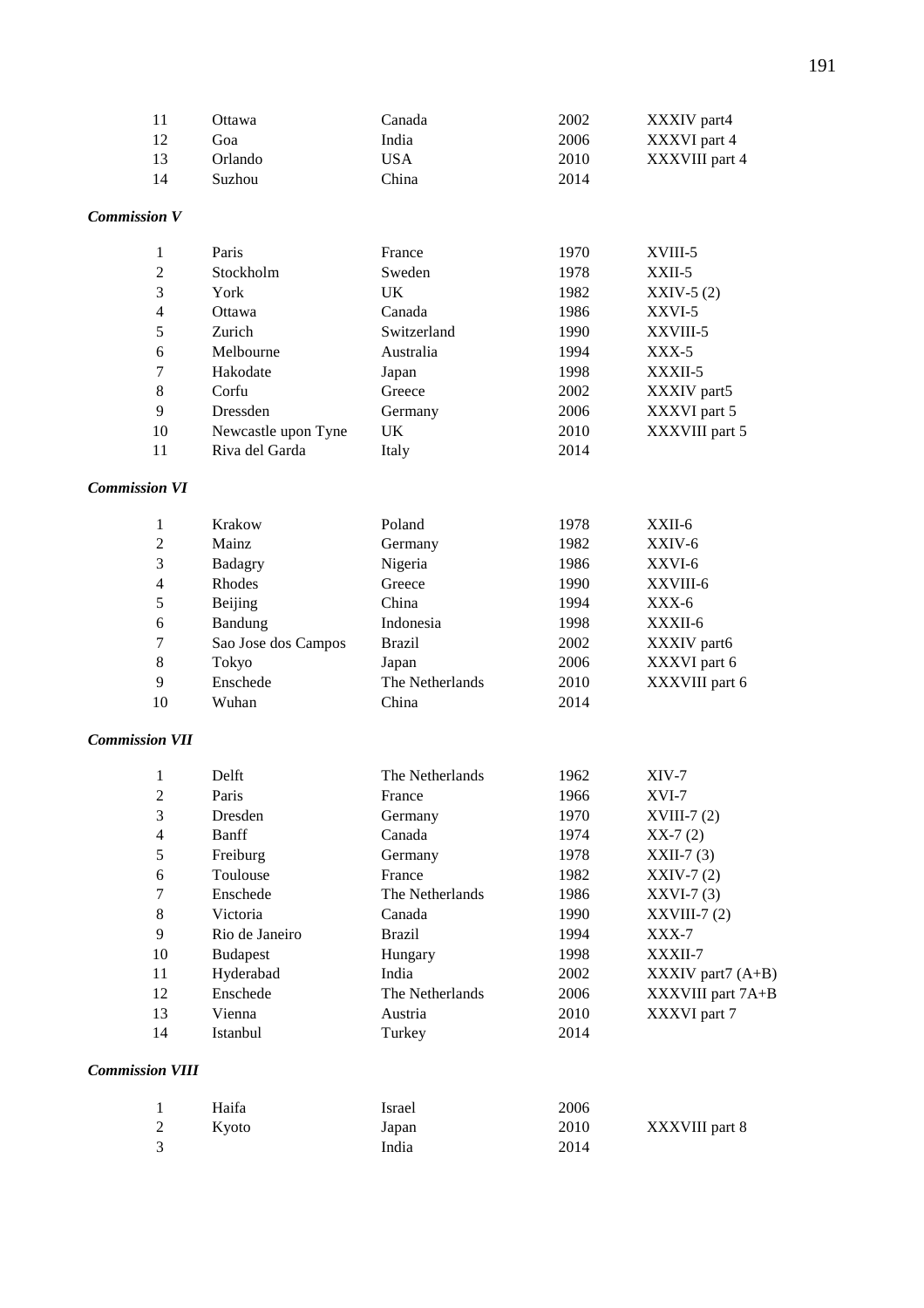| | | | | |
|---|---|---|---|---|
| 11 | Ottawa | Canada | 2002 | XXXIV part4 |
| 12 | Goa | India | 2006 | XXXVI part 4 |
| 13 | Orlando | USA | 2010 | XXXVIII part 4 |
| 14 | Suzhou | China | 2014 | |

***Commission V***

| | | | | |
|---|---|---|---|---|
| 1 | Paris | France | 1970 | XVIII-5 |
| 2 | Stockholm | Sweden | 1978 | XXII-5 |
| 3 | York | UK | 1982 | XXIV-5 (2) |
| 4 | Ottawa | Canada | 1986 | XXVI-5 |
| 5 | Zurich | Switzerland | 1990 | XXVIII-5 |
| 6 | Melbourne | Australia | 1994 | XXX-5 |
| 7 | Hakodate | Japan | 1998 | XXXII-5 |
| 8 | Corfu | Greece | 2002 | XXXIV part5 |
| 9 | Dressden | Germany | 2006 | XXXVI part 5 |
| 10 | Newcastle upon Tyne | UK | 2010 | XXXVIII part 5 |
| 11 | Riva del Garda | Italy | 2014 | |

***Commission VI***

| | | | | |
|---|---|---|---|---|
| 1 | Krakow | Poland | 1978 | XXII-6 |
| 2 | Mainz | Germany | 1982 | XXIV-6 |
| 3 | Badagry | Nigeria | 1986 | XXVI-6 |
| 4 | Rhodes | Greece | 1990 | XXVIII-6 |
| 5 | Beijing | China | 1994 | XXX-6 |
| 6 | Bandung | Indonesia | 1998 | XXXII-6 |
| 7 | Sao Jose dos Campos | Brazil | 2002 | XXXIV part6 |
| 8 | Tokyo | Japan | 2006 | XXXVI part 6 |
| 9 | Enschede | The Netherlands | 2010 | XXXVIII part 6 |
| 10 | Wuhan | China | 2014 | |

***Commission VII***

| | | | | |
|---|---|---|---|---|
| 1 | Delft | The Netherlands | 1962 | XIV-7 |
| 2 | Paris | France | 1966 | XVI-7 |
| 3 | Dresden | Germany | 1970 | XVIII-7 (2) |
| 4 | Banff | Canada | 1974 | XX-7 (2) |
| 5 | Freiburg | Germany | 1978 | XXII-7 (3) |
| 6 | Toulouse | France | 1982 | XXIV-7 (2) |
| 7 | Enschede | The Netherlands | 1986 | XXVI-7 (3) |
| 8 | Victoria | Canada | 1990 | XXVIII-7 (2) |
| 9 | Rio de Janeiro | Brazil | 1994 | XXX-7 |
| 10 | Budapest | Hungary | 1998 | XXXII-7 |
| 11 | Hyderabad | India | 2002 | XXXIV part7 (A+B) |
| 12 | Enschede | The Netherlands | 2006 | XXXVIII part 7A+B |
| 13 | Vienna | Austria | 2010 | XXXVI part 7 |
| 14 | Istanbul | Turkey | 2014 | |

***Commission VIII***

| | | | | |
|---|---|---|---|---|
| 1 | Haifa | Israel | 2006 | |
| 2 | Kyoto | Japan | 2010 | XXXVIII part 8 |
| 3 | | India | 2014 | |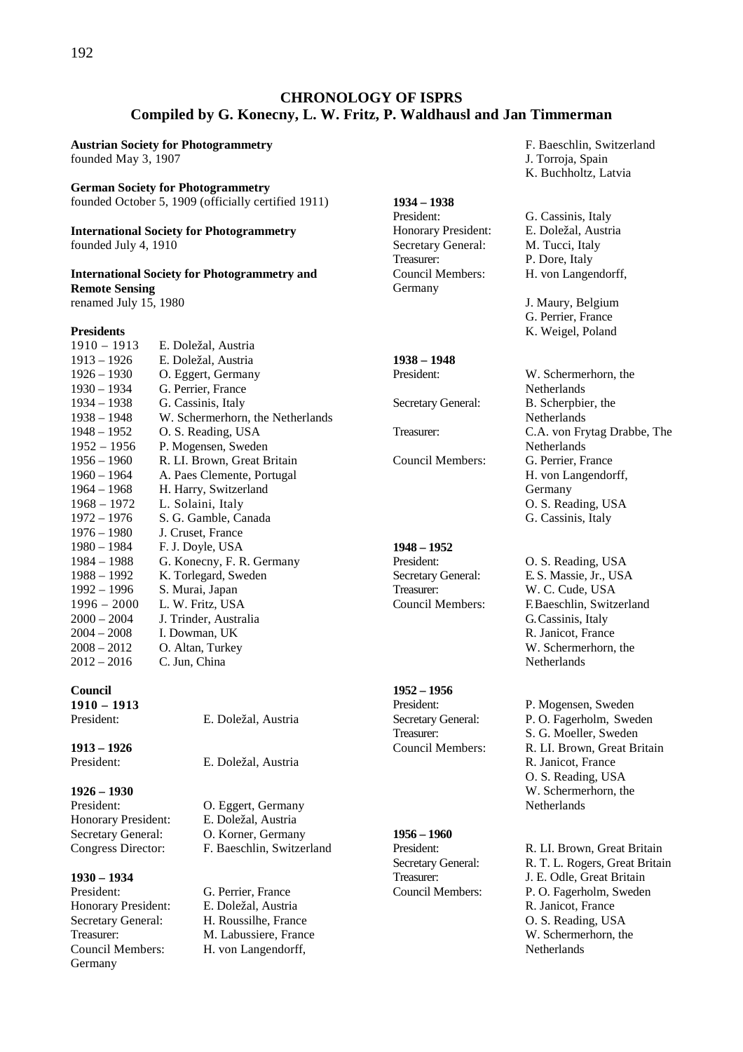## CHRONOLOGY OF ISPRS
## Compiled by G. Konecny, L. W. Fritz, P. Waldhausl and Jan Timmerman

**Austrian Society for Photogrammetry**
founded May 3, 1907

**German Society for Photogrammetry**
founded October 5, 1909 (officially certified 1911)

**International Society for Photogrammetry**
founded July 4, 1910

**International Society for Photogrammetry and Remote Sensing**
renamed July 15, 1980

**Presidents**

| | |
|---|---|
| 1910 – 1913 | E. Doležal, Austria |
| 1913 – 1926 | E. Doležal, Austria |
| 1926 – 1930 | O. Eggert, Germany |
| 1930 – 1934 | G. Perrier, France |
| 1934 – 1938 | G. Cassinis, Italy |
| 1938 – 1948 | W. Schermerhorn, the Netherlands |
| 1948 – 1952 | O. S. Reading, USA |
| 1952 – 1956 | P. Mogensen, Sweden |
| 1956 – 1960 | R. Ll. Brown, Great Britain |
| 1960 – 1964 | A. Paes Clemente, Portugal |
| 1964 – 1968 | H. Harry, Switzerland |
| 1968 – 1972 | L. Solaini, Italy |
| 1972 – 1976 | S. G. Gamble, Canada |
| 1976 – 1980 | J. Cruset, France |
| 1980 – 1984 | F. J. Doyle, USA |
| 1984 – 1988 | G. Konecny, F. R. Germany |
| 1988 – 1992 | K. Torlegard, Sweden |
| 1992 – 1996 | S. Murai, Japan |
| 1996 – 2000 | L. W. Fritz, USA |
| 2000 – 2004 | J. Trinder, Australia |
| 2004 – 2008 | I. Dowman, UK |
| 2008 – 2012 | O. Altan, Turkey |
| 2012 – 2016 | C. Jun, China |

**Council**

**1910 – 1913**
President: E. Doležal, Austria

**1913 – 1926**
President: E. Doležal, Austria

**1926 – 1930**
President: O. Eggert, Germany
Honorary President: E. Doležal, Austria
Secretary General: O. Korner, Germany
Congress Director: F. Baeschlin, Switzerland

**1930 – 1934**
President: G. Perrier, France
Honorary President: E. Doležal, Austria
Secretary General: H. Roussilhe, France
Treasurer: M. Labussiere, France
Council Members: H. von Langendorff, Germany
F. Baeschlin, Switzerland
J. Torroja, Spain
K. Buchholtz, Latvia

**1934 – 1938**
President: G. Cassinis, Italy
Honorary President: E. Doležal, Austria
Secretary General: M. Tucci, Italy
Treasurer: P. Dore, Italy
Council Members: H. von Langendorff, Germany
J. Maury, Belgium
G. Perrier, France
K. Weigel, Poland

**1938 – 1948**
President: W. Schermerhorn, the Netherlands
Secretary General: B. Scherpbier, the Netherlands
Treasurer: C.A. von Frytag Drabbe, The Netherlands
Council Members: G. Perrier, France
H. von Langendorff, Germany
O. S. Reading, USA
G. Cassinis, Italy

**1948 – 1952**
President: O. S. Reading, USA
Secretary General: E. S. Massie, Jr., USA
Treasurer: W. C. Cude, USA
Council Members: F. Baeschlin, Switzerland
G. Cassinis, Italy
R. Janicot, France
W. Schermerhorn, the Netherlands

**1952 – 1956**
President: P. Mogensen, Sweden
Secretary General: P. O. Fagerholm, Sweden
Treasurer: S. G. Moeller, Sweden
Council Members: R. Ll. Brown, Great Britain
R. Janicot, France
O. S. Reading, USA
W. Schermerhorn, the Netherlands

**1956 – 1960**
President: R. Ll. Brown, Great Britain
Secretary General: R. T. L. Rogers, Great Britain
Treasurer: J. E. Odle, Great Britain
Council Members: P. O. Fagerholm, Sweden
R. Janicot, France
O. S. Reading, USA
W. Schermerhorn, the Netherlands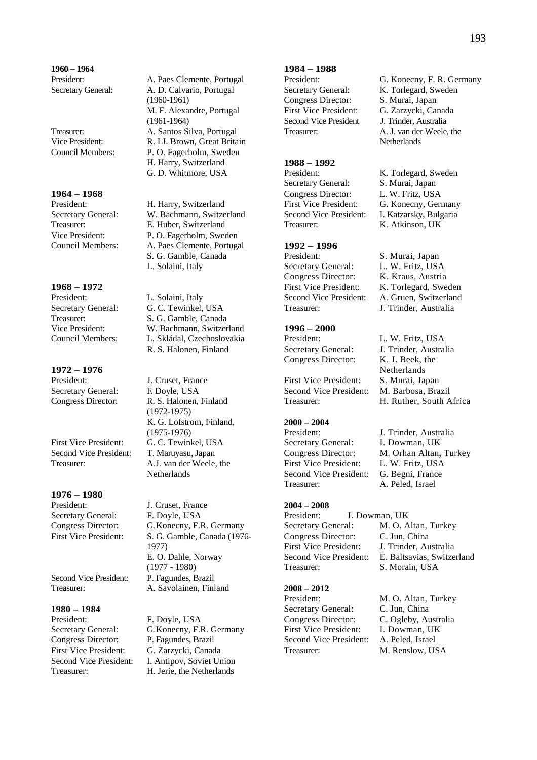**1960 – 1964**

President: A. Paes Clemente, Portugal
Secretary General: A. D. Calvario, Portugal (1960-1961)
M. F. Alexandre, Portugal (1961-1964)
Treasurer: A. Santos Silva, Portugal
Vice President: R. Ll. Brown, Great Britain
Council Members: P. O. Fagerholm, Sweden
H. Harry, Switzerland
G. D. Whitmore, USA

**1964 – 1968**

President: H. Harry, Switzerland
Secretary General: W. Bachmann, Switzerland
Treasurer: E. Huber, Switzerland
Vice President: P. O. Fagerholm, Sweden
Council Members: A. Paes Clemente, Portugal
S. G. Gamble, Canada
L. Solaini, Italy

**1968 – 1972**

President: L. Solaini, Italy
Secretary General: G. C. Tewinkel, USA
Treasurer: S. G. Gamble, Canada
Vice President: W. Bachmann, Switzerland
Council Members: L. Skládal, Czechoslovakia
R. S. Halonen, Finland

**1972 – 1976**

President: J. Cruset, France
Secretary General: F. Doyle, USA
Congress Director: R. S. Halonen, Finland (1972-1975)
K. G. Lofstrom, Finland, (1975-1976)
First Vice President: G. C. Tewinkel, USA
Second Vice President: T. Maruyasu, Japan
Treasurer: A.J. van der Weele, the Netherlands

**1976 – 1980**

President: J. Cruset, France
Secretary General: F. Doyle, USA
Congress Director: G. Konecny, F.R. Germany
First Vice President: S. G. Gamble, Canada (1976-1977)
E. O. Dahle, Norway (1977 - 1980)
Second Vice President: P. Fagundes, Brazil
Treasurer: A. Savolainen, Finland

**1980 – 1984**

President: F. Doyle, USA
Secretary General: G. Konecny, F.R. Germany
Congress Director: P. Fagundes, Brazil
First Vice President: G. Zarzycki, Canada
Second Vice President: I. Antipov, Soviet Union
Treasurer: H. Jerie, the Netherlands

**1984 – 1988**

President: G. Konecny, F. R. Germany
Secretary General: K. Torlegard, Sweden
Congress Director: S. Murai, Japan
First Vice President: G. Zarzycki, Canada
Second Vice President J. Trinder, Australia
Treasurer: A. J. van der Weele, the Netherlands

**1988 – 1992**

President: K. Torlegard, Sweden
Secretary General: S. Murai, Japan
Congress Director: L. W. Fritz, USA
First Vice President: G. Konecny, Germany
Second Vice President: I. Katzarsky, Bulgaria
Treasurer: K. Atkinson, UK

**1992 – 1996**

President: S. Murai, Japan
Secretary General: L. W. Fritz, USA
Congress Director: K. Kraus, Austria
First Vice President: K. Torlegard, Sweden
Second Vice President: A. Gruen, Switzerland
Treasurer: J. Trinder, Australia

**1996 – 2000**

President: L. W. Fritz, USA
Secretary General: J. Trinder, Australia
Congress Director: K. J. Beek, the Netherlands
First Vice President: S. Murai, Japan
Second Vice President: M. Barbosa, Brazil
Treasurer: H. Ruther, South Africa

**2000 – 2004**

President: J. Trinder, Australia
Secretary General: I. Dowman, UK
Congress Director: M. Orhan Altan, Turkey
First Vice President: L. W. Fritz, USA
Second Vice President: G. Begni, France
Treasurer: A. Peled, Israel

**2004 – 2008**

President: I. Dowman, UK
Secretary General: M. O. Altan, Turkey
Congress Director: C. Jun, China
First Vice President: J. Trinder, Australia
Second Vice President: E. Baltsavias, Switzerland
Treasurer: S. Morain, USA

**2008 – 2012**

President: M. O. Altan, Turkey
Secretary General: C. Jun, China
Congress Director: C. Ogleby, Australia
First Vice President: I. Dowman, UK
Second Vice President: A. Peled, Israel
Treasurer: M. Renslow, USA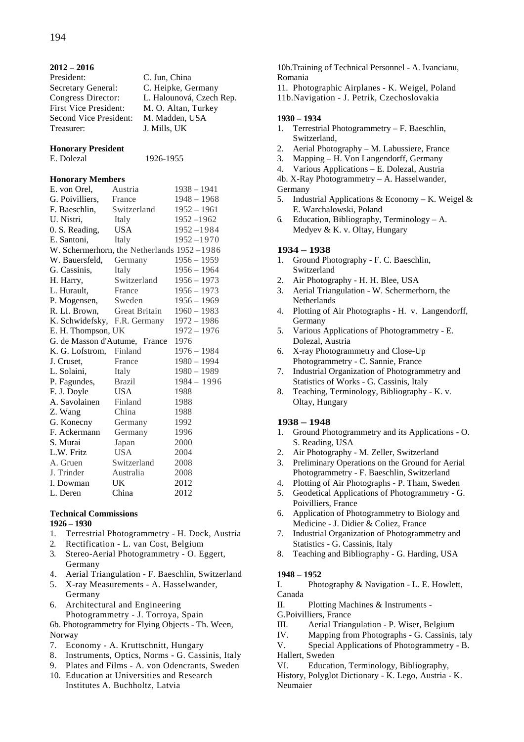**2012 – 2016**

| | |
|---|---|
| President: | C. Jun, China |
| Secretary General: | C. Heipke, Germany |
| Congress Director: | L. Halounová, Czech Rep. |
| First Vice President: | M. O. Altan, Turkey |
| Second Vice President: | M. Madden, USA |
| Treasurer: | J. Mills, UK |

**Honorary President**

E. Dolezal 1926-1955

**Honorary Members**

| | | |
|---|---|---|
| E. von Orel, | Austria | 1938 – 1941 |
| G. Poivilliers, | France | 1948 – 1968 |
| F. Baeschlin, | Switzerland | 1952 – 1961 |
| U. Nistri, | Italy | 1952 –1962 |
| 0. S. Reading, | USA | 1952 –1984 |
| E. Santoni, | Italy | 1952 –1970 |
| W. Schermerhorn, | the Netherlands | 1952 –1986 |
| W. Bauersfeld, | Germany | 1956 – 1959 |
| G. Cassinis, | Italy | 1956 – 1964 |
| H. Harry, | Switzerland | 1956 – 1973 |
| L. Hurault, | France | 1956 – 1973 |
| P. Mogensen, | Sweden | 1956 – 1969 |
| R. Ll. Brown, | Great Britain | 1960 – 1983 |
| K. Schwidefsky, | F.R. Germany | 1972 – 1986 |
| E. H. Thompson, | UK | 1972 – 1976 |
| G. de Masson d'Autume, | France | 1976 |
| K. G. Lofstrom, | Finland | 1976 – 1984 |
| J. Cruset, | France | 1980 – 1994 |
| L. Solaini, | Italy | 1980 – 1989 |
| P. Fagundes, | Brazil | 1984 – 1996 |
| F. J. Doyle | USA | 1988 |
| A. Savolainen | Finland | 1988 |
| Z. Wang | China | 1988 |
| G. Konecny | Germany | 1992 |
| F. Ackermann | Germany | 1996 |
| S. Murai | Japan | 2000 |
| L.W. Fritz | USA | 2004 |
| A. Gruen | Switzerland | 2008 |
| J. Trinder | Australia | 2008 |
| I. Dowman | UK | 2012 |
| L. Deren | China | 2012 |

**Technical Commissions**

**1926 – 1930**

1. Terrestrial Photogrammetry - H. Dock, Austria
2. Rectification - L. van Cost, Belgium
3. Stereo-Aerial Photogrammetry - O. Eggert, Germany
4. Aerial Triangulation - F. Baeschlin, Switzerland
5. X-ray Measurements - A. Hasselwander, Germany
6. Architectural and Engineering Photogrammetry - J. Torroya, Spain

6b. Photogrammetry for Flying Objects - Th. Ween, Norway

7. Economy - A. Kruttschnitt, Hungary
8. Instruments, Optics, Norms - G. Cassinis, Italy
9. Plates and Films - A. von Odencrants, Sweden
10. Education at Universities and Research Institutes A. Buchholtz, Latvia

10b.Training of Technical Personnel - A. Ivancianu, Romania

11. Photographic Airplanes - K. Weigel, Poland

11b.Navigation - J. Petrik, Czechoslovakia

**1930 – 1934**

1. Terrestrial Photogrammetry – F. Baeschlin, Switzerland,
2. Aerial Photography – M. Labussiere, France
3. Mapping – H. Von Langendorff, Germany
4. Various Applications – E. Dolezal, Austria

4b. X-Ray Photogrammetry – A. Hasselwander, Germany

5. Industrial Applications & Economy – K. Weigel & E. Warchalowski, Poland
6. Education, Bibliography, Terminology – A. Medyev & K. v. Oltay, Hungary

**1934 – 1938**

1. Ground Photography - F. C. Baeschlin, Switzerland
2. Air Photography - H. H. Blee, USA
3. Aerial Triangulation - W. Schermerhorn, the Netherlands
4. Plotting of Air Photographs - H. v. Langendorff, Germany
5. Various Applications of Photogrammetry - E. Dolezal, Austria
6. X-ray Photogrammetry and Close-Up Photogrammetry - C. Sannie, France
7. Industrial Organization of Photogrammetry and Statistics of Works - G. Cassinis, Italy
8. Teaching, Terminology, Bibliography - K. v. Oltay, Hungary

**1938 – 1948**

1. Ground Photogrammetry and its Applications - O. S. Reading, USA
2. Air Photography - M. Zeller, Switzerland
3. Preliminary Operations on the Ground for Aerial Photogrammetry - F. Baeschlin, Switzerland
4. Plotting of Air Photographs - P. Tham, Sweden
5. Geodetical Applications of Photogrammetry - G. Poivilliers, France
6. Application of Photogrammetry to Biology and Medicine - J. Didier & Coliez, France
7. Industrial Organization of Photogrammetry and Statistics - G. Cassinis, Italy
8. Teaching and Bibliography - G. Harding, USA

**1948 – 1952**

I. Photography & Navigation - L. E. Howlett, Canada

II. Plotting Machines & Instruments - G.Poivilliers, France

III. Aerial Triangulation - P. Wiser, Belgium

IV. Mapping from Photographs - G. Cassinis, taly

V. Special Applications of Photogrammetry - B. Hallert, Sweden

VI. Education, Terminology, Bibliography, History, Polyglot Dictionary - K. Lego, Austria - K. Neumaier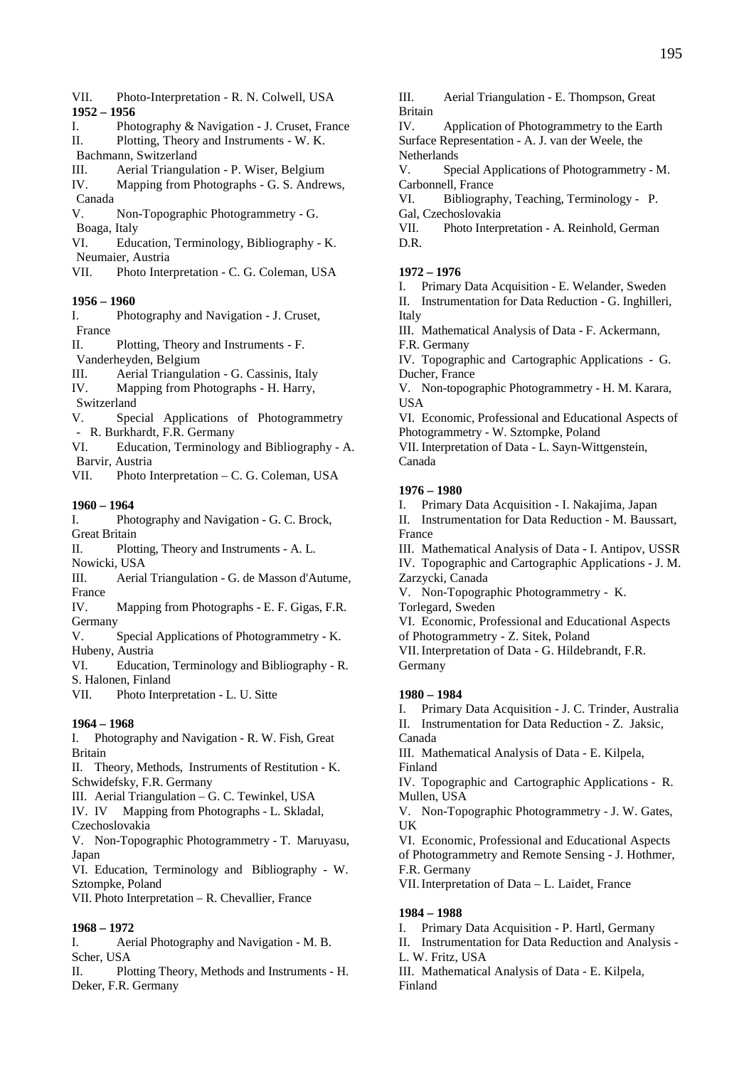VII. Photo-Interpretation - R. N. Colwell, USA

**1952 – 1956**

I. Photography & Navigation - J. Cruset, France
II. Plotting, Theory and Instruments - W. K. Bachmann, Switzerland
III. Aerial Triangulation - P. Wiser, Belgium
IV. Mapping from Photographs - G. S. Andrews, Canada
V. Non-Topographic Photogrammetry - G. Boaga, Italy
VI. Education, Terminology, Bibliography - K. Neumaier, Austria
VII. Photo Interpretation - C. G. Coleman, USA

**1956 – 1960**

I. Photography and Navigation - J. Cruset, France
II. Plotting, Theory and Instruments - F. Vanderheyden, Belgium
III. Aerial Triangulation - G. Cassinis, Italy
IV. Mapping from Photographs - H. Harry, Switzerland
V. Special Applications of Photogrammetry - R. Burkhardt, F.R. Germany
VI. Education, Terminology and Bibliography - A. Barvir, Austria
VII. Photo Interpretation – C. G. Coleman, USA

**1960 – 1964**

I. Photography and Navigation - G. C. Brock, Great Britain
II. Plotting, Theory and Instruments - A. L. Nowicki, USA
III. Aerial Triangulation - G. de Masson d'Autume, France
IV. Mapping from Photographs - E. F. Gigas, F.R. Germany
V. Special Applications of Photogrammetry - K. Hubeny, Austria
VI. Education, Terminology and Bibliography - R. S. Halonen, Finland
VII. Photo Interpretation - L. U. Sitte

**1964 – 1968**

I. Photography and Navigation - R. W. Fish, Great Britain
II. Theory, Methods, Instruments of Restitution - K. Schwidefsky, F.R. Germany
III. Aerial Triangulation – G. C. Tewinkel, USA
IV. IV Mapping from Photographs - L. Skladal, Czechoslovakia
V. Non-Topographic Photogrammetry - T. Maruyasu, Japan
VI. Education, Terminology and Bibliography - W. Sztompke, Poland
VII. Photo Interpretation – R. Chevallier, France

**1968 – 1972**

I. Aerial Photography and Navigation - M. B. Scher, USA
II. Plotting Theory, Methods and Instruments - H. Deker, F.R. Germany
III. Aerial Triangulation - E. Thompson, Great Britain
IV. Application of Photogrammetry to the Earth Surface Representation - A. J. van der Weele, the Netherlands
V. Special Applications of Photogrammetry - M. Carbonnell, France
VI. Bibliography, Teaching, Terminology - P. Gal, Czechoslovakia
VII. Photo Interpretation - A. Reinhold, German D.R.

**1972 – 1976**

I. Primary Data Acquisition - E. Welander, Sweden
II. Instrumentation for Data Reduction - G. Inghilleri, Italy
III. Mathematical Analysis of Data - F. Ackermann, F.R. Germany
IV. Topographic and Cartographic Applications - G. Ducher, France
V. Non-topographic Photogrammetry - H. M. Karara, USA
VI. Economic, Professional and Educational Aspects of Photogrammetry - W. Sztompke, Poland
VII. Interpretation of Data - L. Sayn-Wittgenstein, Canada

**1976 – 1980**

I. Primary Data Acquisition - I. Nakajima, Japan
II. Instrumentation for Data Reduction - M. Baussart, France
III. Mathematical Analysis of Data - I. Antipov, USSR
IV. Topographic and Cartographic Applications - J. M. Zarzycki, Canada
V. Non-Topographic Photogrammetry - K. Torlegard, Sweden
VI. Economic, Professional and Educational Aspects of Photogrammetry - Z. Sitek, Poland
VII. Interpretation of Data - G. Hildebrandt, F.R. Germany

**1980 – 1984**

I. Primary Data Acquisition - J. C. Trinder, Australia
II. Instrumentation for Data Reduction - Z. Jaksic, Canada
III. Mathematical Analysis of Data - E. Kilpela, Finland
IV. Topographic and Cartographic Applications - R. Mullen, USA
V. Non-Topographic Photogrammetry - J. W. Gates, UK
VI. Economic, Professional and Educational Aspects of Photogrammetry and Remote Sensing - J. Hothmer, F.R. Germany
VII. Interpretation of Data – L. Laidet, France

**1984 – 1988**

I. Primary Data Acquisition - P. Hartl, Germany
II. Instrumentation for Data Reduction and Analysis - L. W. Fritz, USA
III. Mathematical Analysis of Data - E. Kilpela, Finland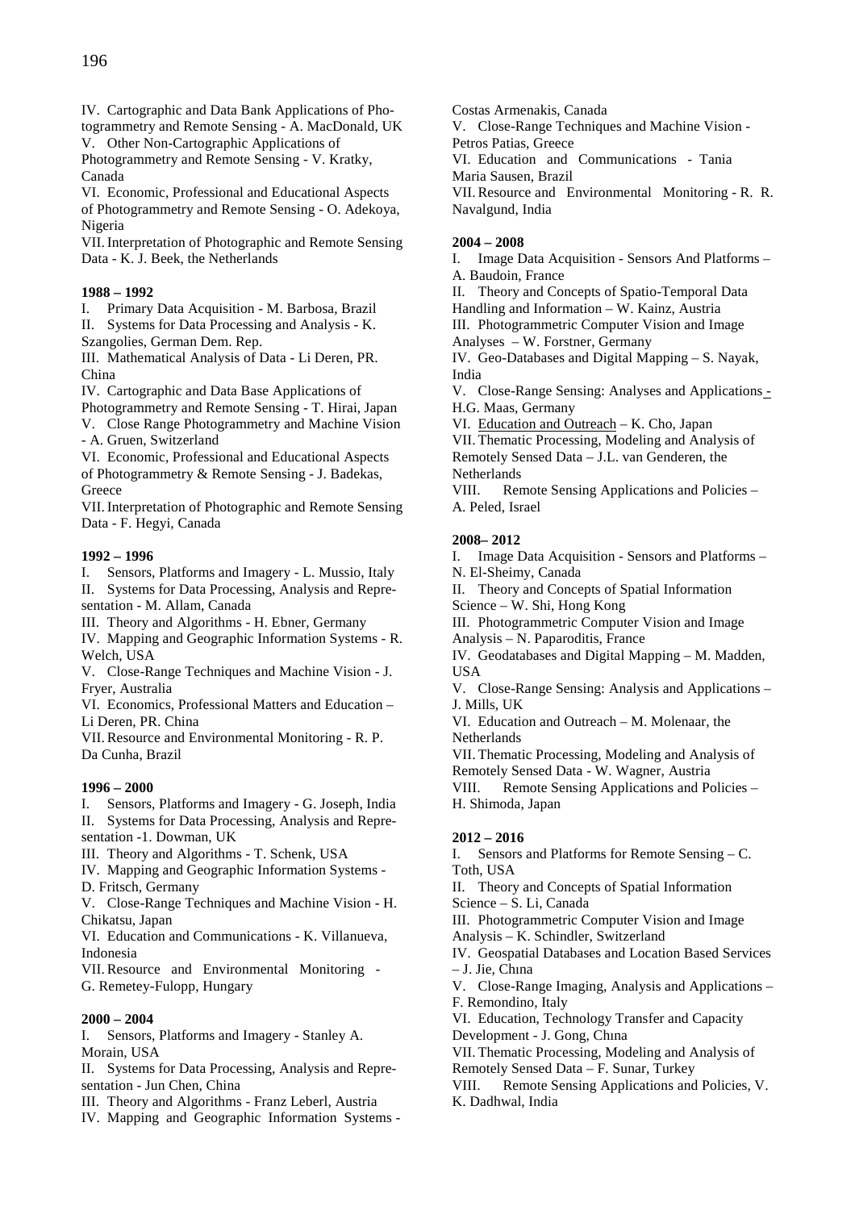IV. Cartographic and Data Bank Applications of Photogrammetry and Remote Sensing - A. MacDonald, UK
V. Other Non-Cartographic Applications of Photogrammetry and Remote Sensing - V. Kratky, Canada
VI. Economic, Professional and Educational Aspects of Photogrammetry and Remote Sensing - O. Adekoya, Nigeria
VII. Interpretation of Photographic and Remote Sensing Data - K. J. Beek, the Netherlands

**1988 – 1992**

I. Primary Data Acquisition - M. Barbosa, Brazil
II. Systems for Data Processing and Analysis - K. Szangolies, German Dem. Rep.
III. Mathematical Analysis of Data - Li Deren, PR. China
IV. Cartographic and Data Base Applications of Photogrammetry and Remote Sensing - T. Hirai, Japan
V. Close Range Photogrammetry and Machine Vision - A. Gruen, Switzerland
VI. Economic, Professional and Educational Aspects of Photogrammetry & Remote Sensing - J. Badekas, Greece
VII. Interpretation of Photographic and Remote Sensing Data - F. Hegyi, Canada

**1992 – 1996**

I. Sensors, Platforms and Imagery - L. Mussio, Italy
II. Systems for Data Processing, Analysis and Representation - M. Allam, Canada
III. Theory and Algorithms - H. Ebner, Germany
IV. Mapping and Geographic Information Systems - R. Welch, USA
V. Close-Range Techniques and Machine Vision - J. Fryer, Australia
VI. Economics, Professional Matters and Education – Li Deren, PR. China
VII. Resource and Environmental Monitoring - R. P. Da Cunha, Brazil

**1996 – 2000**

I. Sensors, Platforms and Imagery - G. Joseph, India
II. Systems for Data Processing, Analysis and Representation -1. Dowman, UK
III. Theory and Algorithms - T. Schenk, USA
IV. Mapping and Geographic Information Systems - D. Fritsch, Germany
V. Close-Range Techniques and Machine Vision - H. Chikatsu, Japan
VI. Education and Communications - K. Villanueva, Indonesia
VII. Resource and Environmental Monitoring - G. Remetey-Fulopp, Hungary

**2000 – 2004**

I. Sensors, Platforms and Imagery - Stanley A. Morain, USA
II. Systems for Data Processing, Analysis and Representation - Jun Chen, China
III. Theory and Algorithms - Franz Leberl, Austria
IV. Mapping and Geographic Information Systems - Costas Armenakis, Canada
V. Close-Range Techniques and Machine Vision - Petros Patias, Greece
VI. Education and Communications - Tania Maria Sausen, Brazil
VII. Resource and Environmental Monitoring - R. R. Navalgund, India

**2004 – 2008**

I. Image Data Acquisition - Sensors And Platforms – A. Baudoin, France
II. Theory and Concepts of Spatio-Temporal Data Handling and Information – W. Kainz, Austria
III. Photogrammetric Computer Vision and Image Analyses – W. Forstner, Germany
IV. Geo-Databases and Digital Mapping – S. Nayak, India
V. Close-Range Sensing: Analyses and Applications - H.G. Maas, Germany
VI. Education and Outreach – K. Cho, Japan
VII. Thematic Processing, Modeling and Analysis of Remotely Sensed Data – J.L. van Genderen, the Netherlands
VIII. Remote Sensing Applications and Policies – A. Peled, Israel

**2008– 2012**

I. Image Data Acquisition - Sensors and Platforms – N. El-Sheimy, Canada
II. Theory and Concepts of Spatial Information Science – W. Shi, Hong Kong
III. Photogrammetric Computer Vision and Image Analysis – N. Paparoditis, France
IV. Geodatabases and Digital Mapping – M. Madden, USA
V. Close-Range Sensing: Analysis and Applications – J. Mills, UK
VI. Education and Outreach – M. Molenaar, the Netherlands
VII. Thematic Processing, Modeling and Analysis of Remotely Sensed Data - W. Wagner, Austria
VIII. Remote Sensing Applications and Policies – H. Shimoda, Japan

**2012 – 2016**

I. Sensors and Platforms for Remote Sensing – C. Toth, USA
II. Theory and Concepts of Spatial Information Science – S. Li, Canada
III. Photogrammetric Computer Vision and Image Analysis – K. Schindler, Switzerland
IV. Geospatial Databases and Location Based Services – J. Jie, Chına
V. Close-Range Imaging, Analysis and Applications – F. Remondino, Italy
VI. Education, Technology Transfer and Capacity Development - J. Gong, Chına
VII. Thematic Processing, Modeling and Analysis of Remotely Sensed Data – F. Sunar, Turkey
VIII. Remote Sensing Applications and Policies, V. K. Dadhwal, India